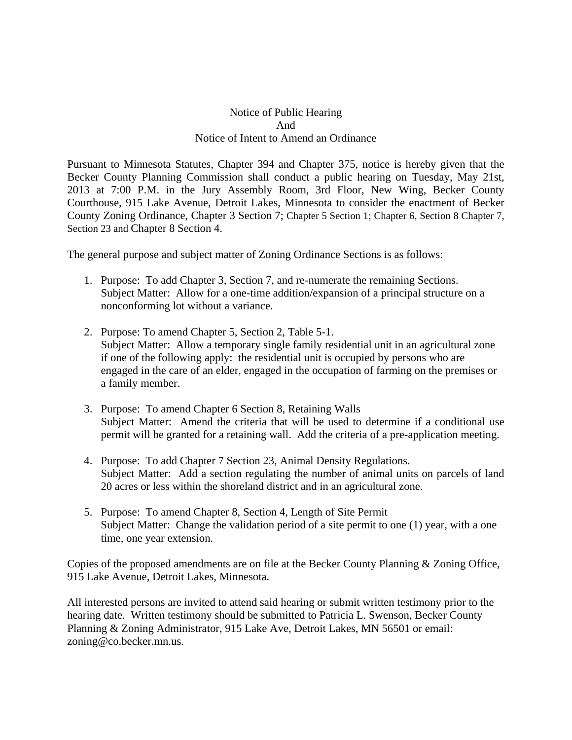# Notice of Public Hearing
# And
# Notice of Intent to Amend an Ordinance

Pursuant to Minnesota Statutes, Chapter 394 and Chapter 375, notice is hereby given that the Becker County Planning Commission shall conduct a public hearing on Tuesday, May 21st, 2013 at 7:00 P.M. in the Jury Assembly Room, 3rd Floor, New Wing, Becker County Courthouse, 915 Lake Avenue, Detroit Lakes, Minnesota to consider the enactment of Becker County Zoning Ordinance, Chapter 3 Section 7; Chapter 5 Section 1; Chapter 6, Section 8 Chapter 7, Section 23 and Chapter 8 Section 4.

The general purpose and subject matter of Zoning Ordinance Sections is as follows:

1. Purpose: To add Chapter 3, Section 7, and re-numerate the remaining Sections.
   Subject Matter: Allow for a one-time addition/expansion of a principal structure on a nonconforming lot without a variance.

2. Purpose: To amend Chapter 5, Section 2, Table 5-1.
   Subject Matter: Allow a temporary single family residential unit in an agricultural zone if one of the following apply: the residential unit is occupied by persons who are engaged in the care of an elder, engaged in the occupation of farming on the premises or a family member.

3. Purpose: To amend Chapter 6 Section 8, Retaining Walls
   Subject Matter: Amend the criteria that will be used to determine if a conditional use permit will be granted for a retaining wall. Add the criteria of a pre-application meeting.

4. Purpose: To add Chapter 7 Section 23, Animal Density Regulations.
   Subject Matter: Add a section regulating the number of animal units on parcels of land 20 acres or less within the shoreland district and in an agricultural zone.

5. Purpose: To amend Chapter 8, Section 4, Length of Site Permit
   Subject Matter: Change the validation period of a site permit to one (1) year, with a one time, one year extension.

Copies of the proposed amendments are on file at the Becker County Planning & Zoning Office, 915 Lake Avenue, Detroit Lakes, Minnesota.

All interested persons are invited to attend said hearing or submit written testimony prior to the hearing date. Written testimony should be submitted to Patricia L. Swenson, Becker County Planning & Zoning Administrator, 915 Lake Ave, Detroit Lakes, MN 56501 or email: zoning@co.becker.mn.us.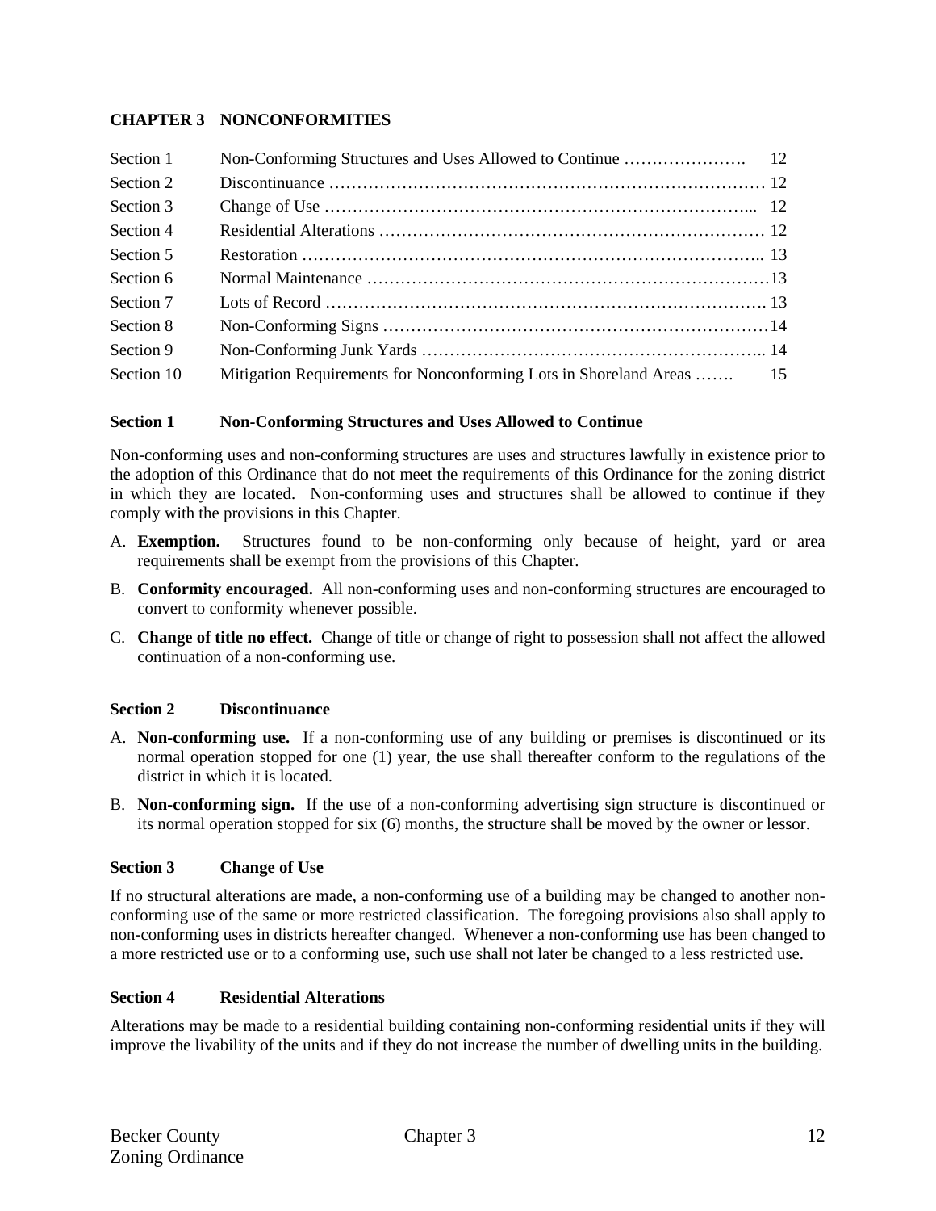# CHAPTER 3 NONCONFORMITIES

| | | |
|---|---|---|
| Section 1 | Non-Conforming Structures and Uses Allowed to Continue …………………. | 12 |
| Section 2 | Discontinuance ………………………………………………………………… | 12 |
| Section 3 | Change of Use ……………………………………………………………... | 12 |
| Section 4 | Residential Alterations …………………………………………………………… | 12 |
| Section 5 | Restoration ……………………………………………………………………….. | 13 |
| Section 6 | Normal Maintenance ……………………………………………………………… | 13 |
| Section 7 | Lots of Record …………………………………………………………………. | 13 |
| Section 8 | Non-Conforming Signs …………………………………………………………… | 14 |
| Section 9 | Non-Conforming Junk Yards …………………………………………………….. | 14 |
| Section 10 | Mitigation Requirements for Nonconforming Lots in Shoreland Areas ……. | 15 |

## Section 1 Non-Conforming Structures and Uses Allowed to Continue

Non-conforming uses and non-conforming structures are uses and structures lawfully in existence prior to the adoption of this Ordinance that do not meet the requirements of this Ordinance for the zoning district in which they are located. Non-conforming uses and structures shall be allowed to continue if they comply with the provisions in this Chapter.

A. **Exemption.** Structures found to be non-conforming only because of height, yard or area requirements shall be exempt from the provisions of this Chapter.

B. **Conformity encouraged.** All non-conforming uses and non-conforming structures are encouraged to convert to conformity whenever possible.

C. **Change of title no effect.** Change of title or change of right to possession shall not affect the allowed continuation of a non-conforming use.

## Section 2 Discontinuance

A. **Non-conforming use.** If a non-conforming use of any building or premises is discontinued or its normal operation stopped for one (1) year, the use shall thereafter conform to the regulations of the district in which it is located.

B. **Non-conforming sign.** If the use of a non-conforming advertising sign structure is discontinued or its normal operation stopped for six (6) months, the structure shall be moved by the owner or lessor.

## Section 3 Change of Use

If no structural alterations are made, a non-conforming use of a building may be changed to another non-conforming use of the same or more restricted classification. The foregoing provisions also shall apply to non-conforming uses in districts hereafter changed. Whenever a non-conforming use has been changed to a more restricted use or to a conforming use, such use shall not later be changed to a less restricted use.

## Section 4 Residential Alterations

Alterations may be made to a residential building containing non-conforming residential units if they will improve the livability of the units and if they do not increase the number of dwelling units in the building.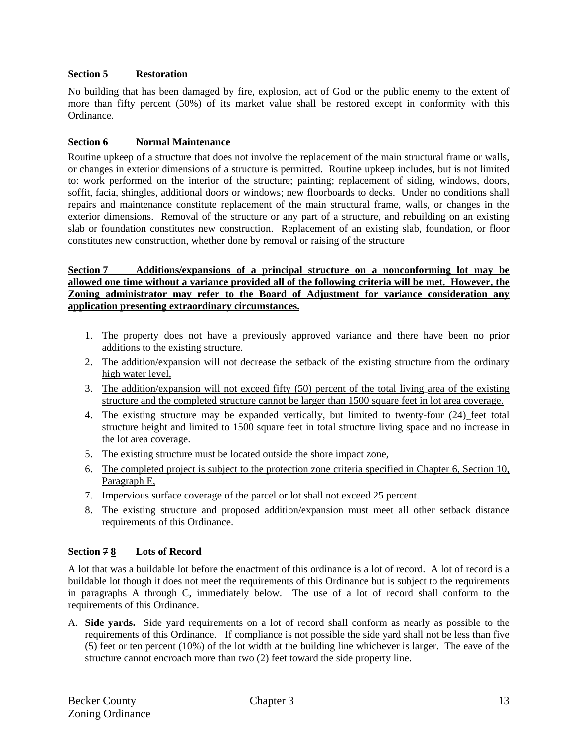**Section 5 Restoration**

No building that has been damaged by fire, explosion, act of God or the public enemy to the extent of more than fifty percent (50%) of its market value shall be restored except in conformity with this Ordinance.

**Section 6 Normal Maintenance**

Routine upkeep of a structure that does not involve the replacement of the main structural frame or walls, or changes in exterior dimensions of a structure is permitted. Routine upkeep includes, but is not limited to: work performed on the interior of the structure; painting; replacement of siding, windows, doors, soffit, facia, shingles, additional doors or windows; new floorboards to decks. Under no conditions shall repairs and maintenance constitute replacement of the main structural frame, walls, or changes in the exterior dimensions. Removal of the structure or any part of a structure, and rebuilding on an existing slab or foundation constitutes new construction. Replacement of an existing slab, foundation, or floor constitutes new construction, whether done by removal or raising of the structure

<u>**Section 7 Additions/expansions of a principal structure on a nonconforming lot may be allowed one time without a variance provided all of the following criteria will be met. However, the Zoning administrator may refer to the Board of Adjustment for variance consideration any application presenting extraordinary circumstances.**</u>

1. <u>The property does not have a previously approved variance and there have been no prior additions to the existing structure.</u>
2. <u>The addition/expansion will not decrease the setback of the existing structure from the ordinary high water level,</u>
3. <u>The addition/expansion will not exceed fifty (50) percent of the total living area of the existing structure and the completed structure cannot be larger than 1500 square feet in lot area coverage.</u>
4. <u>The existing structure may be expanded vertically, but limited to twenty-four (24) feet total structure height and limited to 1500 square feet in total structure living space and no increase in the lot area coverage.</u>
5. <u>The existing structure must be located outside the shore impact zone,</u>
6. <u>The completed project is subject to the protection zone criteria specified in Chapter 6, Section 10, Paragraph E,</u>
7. <u>Impervious surface coverage of the parcel or lot shall not exceed 25 percent.</u>
8. <u>The existing structure and proposed addition/expansion must meet all other setback distance requirements of this Ordinance.</u>

**Section ~~7~~ <u>8</u> Lots of Record**

A lot that was a buildable lot before the enactment of this ordinance is a lot of record. A lot of record is a buildable lot though it does not meet the requirements of this Ordinance but is subject to the requirements in paragraphs A through C, immediately below. The use of a lot of record shall conform to the requirements of this Ordinance.

A. **Side yards.** Side yard requirements on a lot of record shall conform as nearly as possible to the requirements of this Ordinance. If compliance is not possible the side yard shall not be less than five (5) feet or ten percent (10%) of the lot width at the building line whichever is larger. The eave of the structure cannot encroach more than two (2) feet toward the side property line.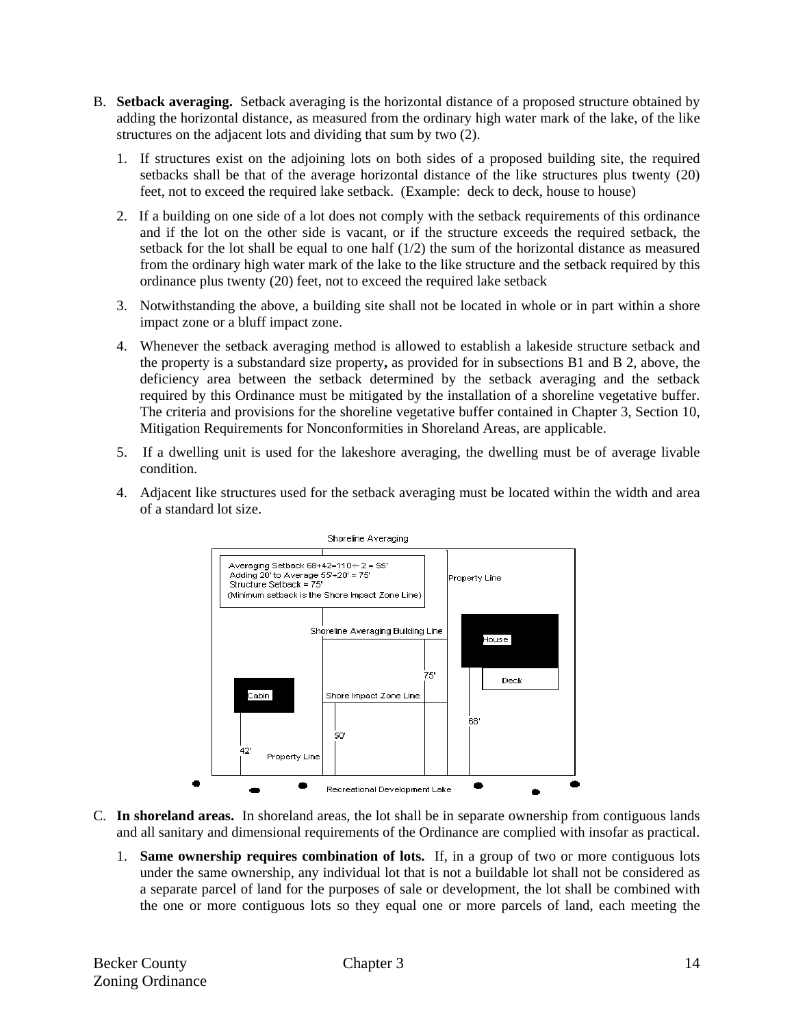B. **Setback averaging.** Setback averaging is the horizontal distance of a proposed structure obtained by adding the horizontal distance, as measured from the ordinary high water mark of the lake, of the like structures on the adjacent lots and dividing that sum by two (2).

   1. If structures exist on the adjoining lots on both sides of a proposed building site, the required setbacks shall be that of the average horizontal distance of the like structures plus twenty (20) feet, not to exceed the required lake setback. (Example: deck to deck, house to house)

   2. If a building on one side of a lot does not comply with the setback requirements of this ordinance and if the lot on the other side is vacant, or if the structure exceeds the required setback, the setback for the lot shall be equal to one half (1/2) the sum of the horizontal distance as measured from the ordinary high water mark of the lake to the like structure and the setback required by this ordinance plus twenty (20) feet, not to exceed the required lake setback

   3. Notwithstanding the above, a building site shall not be located in whole or in part within a shore impact zone or a bluff impact zone.

   4. Whenever the setback averaging method is allowed to establish a lakeside structure setback and the property is a substandard size property**,** as provided for in subsections B1 and B 2, above, the deficiency area between the setback determined by the setback averaging and the setback required by this Ordinance must be mitigated by the installation of a shoreline vegetative buffer. The criteria and provisions for the shoreline vegetative buffer contained in Chapter 3, Section 10, Mitigation Requirements for Nonconformities in Shoreland Areas, are applicable.

   5. If a dwelling unit is used for the lakeshore averaging, the dwelling must be of average livable condition.

   4. Adjacent like structures used for the setback averaging must be located within the width and area of a standard lot size.

Shoreline Averaging

Averaging Setback 68+42=110÷2 = 55'
Adding 20' to Average 55'+20' = 75'
Structure Setback = 75'
(Minimum setback is the Shore Impact Zone Line)

Property Line | Shoreline Averaging Building Line | House | Deck | 75' | Cabin | Shore Impact Zone Line | 68' | 50' | 42' | Property Line | Recreational Development Lake

C. **In shoreland areas.** In shoreland areas, the lot shall be in separate ownership from contiguous lands and all sanitary and dimensional requirements of the Ordinance are complied with insofar as practical.

   1. **Same ownership requires combination of lots.** If, in a group of two or more contiguous lots under the same ownership, any individual lot that is not a buildable lot shall not be considered as a separate parcel of land for the purposes of sale or development, the lot shall be combined with the one or more contiguous lots so they equal one or more parcels of land, each meeting the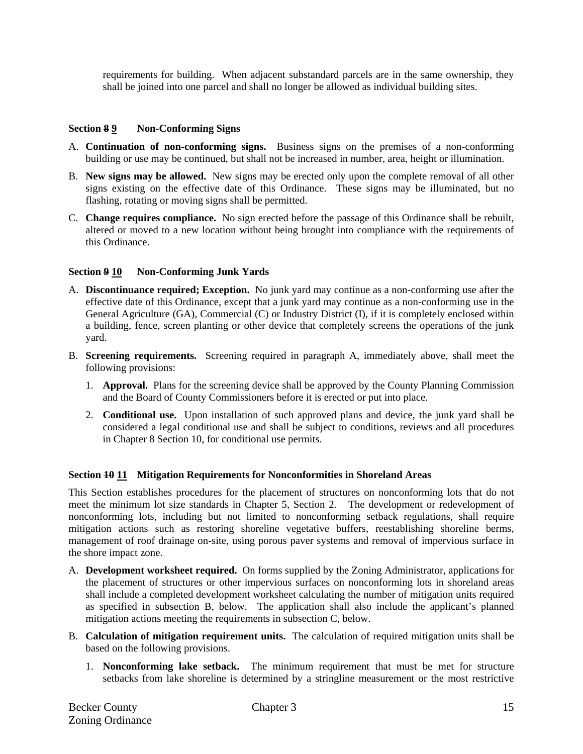requirements for building. When adjacent substandard parcels are in the same ownership, they shall be joined into one parcel and shall no longer be allowed as individual building sites.

### Section ~~8~~ 9 Non-Conforming Signs

A. **Continuation of non-conforming signs.** Business signs on the premises of a non-conforming building or use may be continued, but shall not be increased in number, area, height or illumination.

B. **New signs may be allowed.** New signs may be erected only upon the complete removal of all other signs existing on the effective date of this Ordinance. These signs may be illuminated, but no flashing, rotating or moving signs shall be permitted.

C. **Change requires compliance.** No sign erected before the passage of this Ordinance shall be rebuilt, altered or moved to a new location without being brought into compliance with the requirements of this Ordinance.

### Section ~~9~~ 10 Non-Conforming Junk Yards

A. **Discontinuance required; Exception.** No junk yard may continue as a non-conforming use after the effective date of this Ordinance, except that a junk yard may continue as a non-conforming use in the General Agriculture (GA), Commercial (C) or Industry District (I), if it is completely enclosed within a building, fence, screen planting or other device that completely screens the operations of the junk yard.

B. **Screening requirements.** Screening required in paragraph A, immediately above, shall meet the following provisions:

   1. **Approval.** Plans for the screening device shall be approved by the County Planning Commission and the Board of County Commissioners before it is erected or put into place.

   2. **Conditional use.** Upon installation of such approved plans and device, the junk yard shall be considered a legal conditional use and shall be subject to conditions, reviews and all procedures in Chapter 8 Section 10, for conditional use permits.

### Section ~~10~~ 11 Mitigation Requirements for Nonconformities in Shoreland Areas

This Section establishes procedures for the placement of structures on nonconforming lots that do not meet the minimum lot size standards in Chapter 5, Section 2. The development or redevelopment of nonconforming lots, including but not limited to nonconforming setback regulations, shall require mitigation actions such as restoring shoreline vegetative buffers, reestablishing shoreline berms, management of roof drainage on-site, using porous paver systems and removal of impervious surface in the shore impact zone.

A. **Development worksheet required.** On forms supplied by the Zoning Administrator, applications for the placement of structures or other impervious surfaces on nonconforming lots in shoreland areas shall include a completed development worksheet calculating the number of mitigation units required as specified in subsection B, below. The application shall also include the applicant's planned mitigation actions meeting the requirements in subsection C, below.

B. **Calculation of mitigation requirement units.** The calculation of required mitigation units shall be based on the following provisions.

   1. **Nonconforming lake setback.** The minimum requirement that must be met for structure setbacks from lake shoreline is determined by a stringline measurement or the most restrictive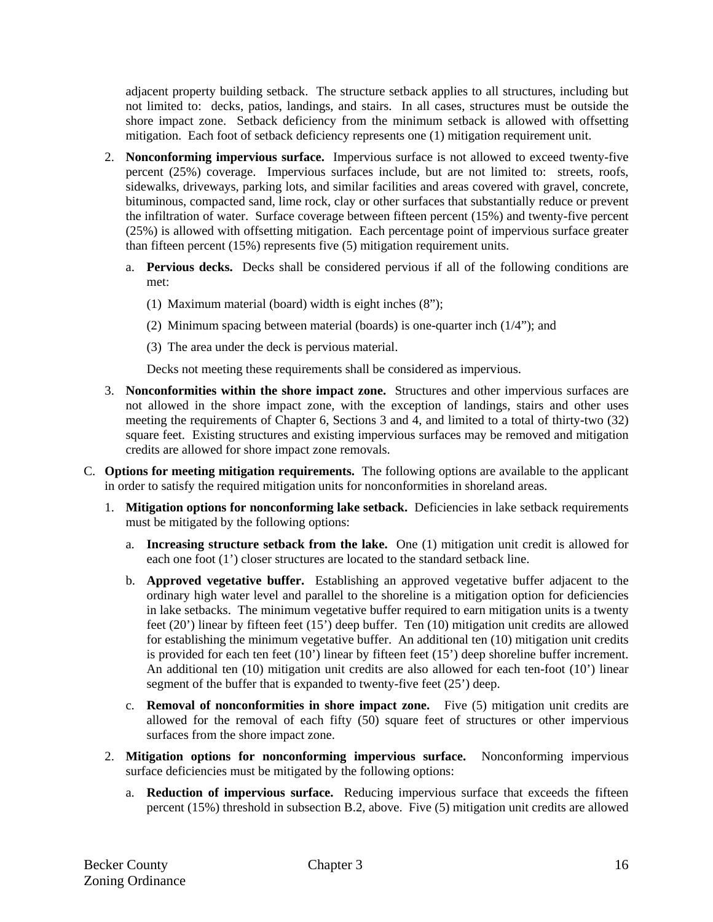adjacent property building setback. The structure setback applies to all structures, including but not limited to: decks, patios, landings, and stairs. In all cases, structures must be outside the shore impact zone. Setback deficiency from the minimum setback is allowed with offsetting mitigation. Each foot of setback deficiency represents one (1) mitigation requirement unit.

2. **Nonconforming impervious surface.** Impervious surface is not allowed to exceed twenty-five percent (25%) coverage. Impervious surfaces include, but are not limited to: streets, roofs, sidewalks, driveways, parking lots, and similar facilities and areas covered with gravel, concrete, bituminous, compacted sand, lime rock, clay or other surfaces that substantially reduce or prevent the infiltration of water. Surface coverage between fifteen percent (15%) and twenty-five percent (25%) is allowed with offsetting mitigation. Each percentage point of impervious surface greater than fifteen percent (15%) represents five (5) mitigation requirement units.

   a. **Pervious decks.** Decks shall be considered pervious if all of the following conditions are met:

      (1) Maximum material (board) width is eight inches (8");

      (2) Minimum spacing between material (boards) is one-quarter inch (1/4"); and

      (3) The area under the deck is pervious material.

      Decks not meeting these requirements shall be considered as impervious.

3. **Nonconformities within the shore impact zone.** Structures and other impervious surfaces are not allowed in the shore impact zone, with the exception of landings, stairs and other uses meeting the requirements of Chapter 6, Sections 3 and 4, and limited to a total of thirty-two (32) square feet. Existing structures and existing impervious surfaces may be removed and mitigation credits are allowed for shore impact zone removals.

C. **Options for meeting mitigation requirements.** The following options are available to the applicant in order to satisfy the required mitigation units for nonconformities in shoreland areas.

1. **Mitigation options for nonconforming lake setback.** Deficiencies in lake setback requirements must be mitigated by the following options:

   a. **Increasing structure setback from the lake.** One (1) mitigation unit credit is allowed for each one foot (1') closer structures are located to the standard setback line.

   b. **Approved vegetative buffer.** Establishing an approved vegetative buffer adjacent to the ordinary high water level and parallel to the shoreline is a mitigation option for deficiencies in lake setbacks. The minimum vegetative buffer required to earn mitigation units is a twenty feet (20') linear by fifteen feet (15') deep buffer. Ten (10) mitigation unit credits are allowed for establishing the minimum vegetative buffer. An additional ten (10) mitigation unit credits is provided for each ten feet (10') linear by fifteen feet (15') deep shoreline buffer increment. An additional ten (10) mitigation unit credits are also allowed for each ten-foot (10') linear segment of the buffer that is expanded to twenty-five feet (25') deep.

   c. **Removal of nonconformities in shore impact zone.** Five (5) mitigation unit credits are allowed for the removal of each fifty (50) square feet of structures or other impervious surfaces from the shore impact zone.

2. **Mitigation options for nonconforming impervious surface.** Nonconforming impervious surface deficiencies must be mitigated by the following options:

   a. **Reduction of impervious surface.** Reducing impervious surface that exceeds the fifteen percent (15%) threshold in subsection B.2, above. Five (5) mitigation unit credits are allowed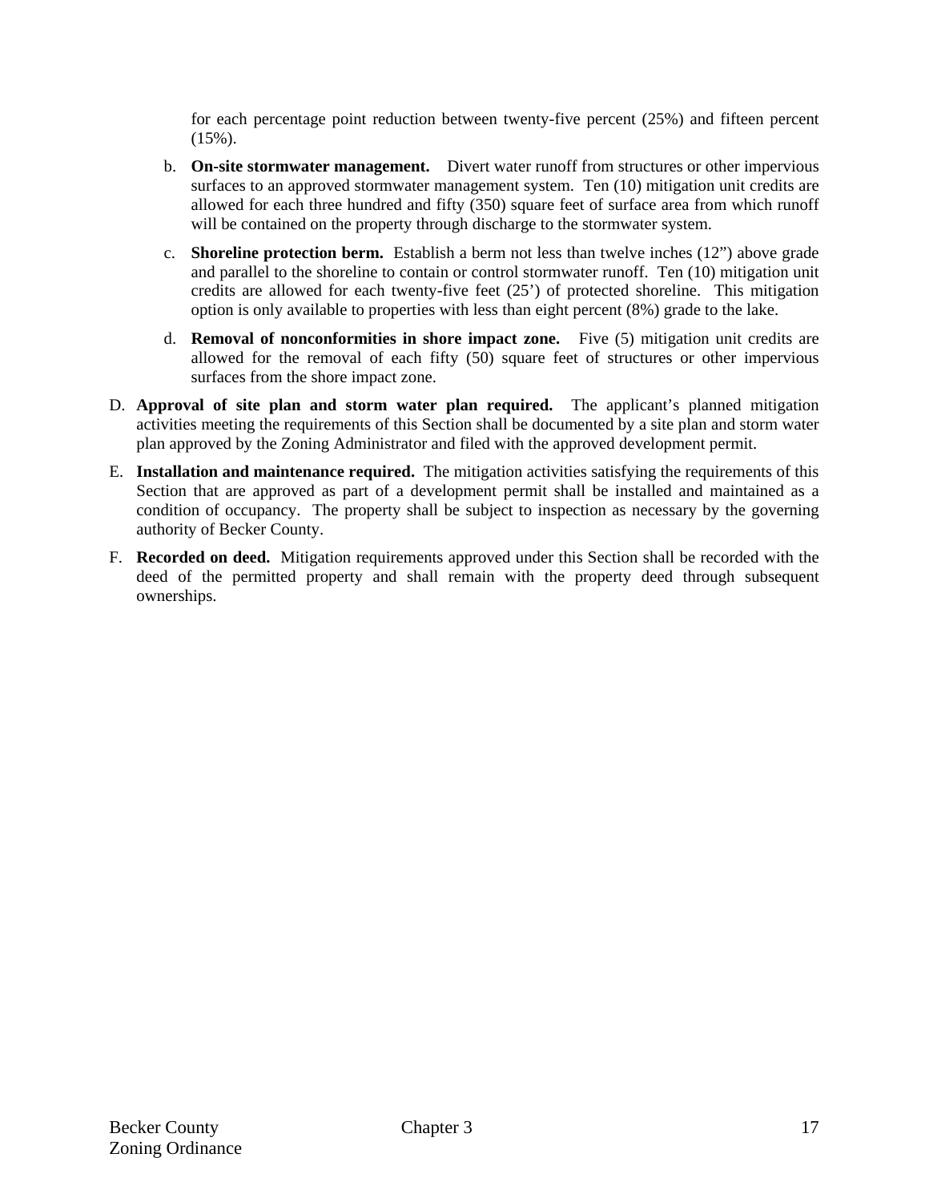for each percentage point reduction between twenty-five percent (25%) and fifteen percent (15%).

b. **On-site stormwater management.** Divert water runoff from structures or other impervious surfaces to an approved stormwater management system. Ten (10) mitigation unit credits are allowed for each three hundred and fifty (350) square feet of surface area from which runoff will be contained on the property through discharge to the stormwater system.

c. **Shoreline protection berm.** Establish a berm not less than twelve inches (12") above grade and parallel to the shoreline to contain or control stormwater runoff. Ten (10) mitigation unit credits are allowed for each twenty-five feet (25') of protected shoreline. This mitigation option is only available to properties with less than eight percent (8%) grade to the lake.

d. **Removal of nonconformities in shore impact zone.** Five (5) mitigation unit credits are allowed for the removal of each fifty (50) square feet of structures or other impervious surfaces from the shore impact zone.

D. **Approval of site plan and storm water plan required.** The applicant's planned mitigation activities meeting the requirements of this Section shall be documented by a site plan and storm water plan approved by the Zoning Administrator and filed with the approved development permit.

E. **Installation and maintenance required.** The mitigation activities satisfying the requirements of this Section that are approved as part of a development permit shall be installed and maintained as a condition of occupancy. The property shall be subject to inspection as necessary by the governing authority of Becker County.

F. **Recorded on deed.** Mitigation requirements approved under this Section shall be recorded with the deed of the permitted property and shall remain with the property deed through subsequent ownerships.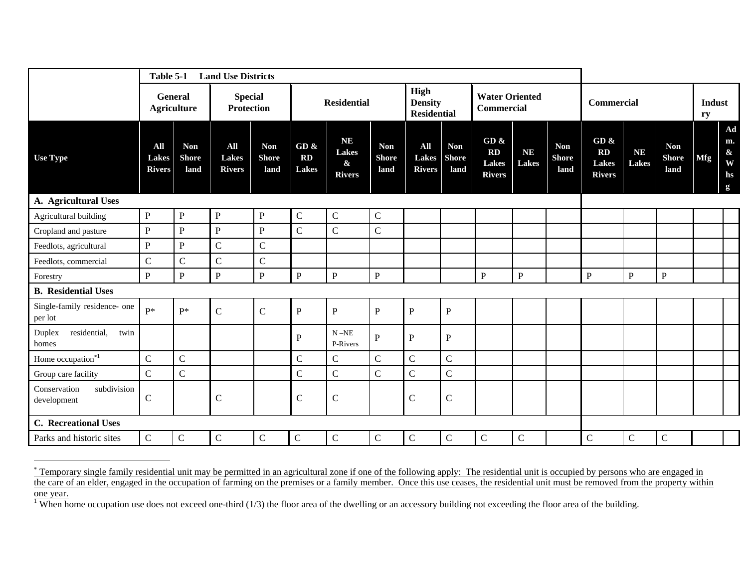| | Table 5-1 Land Use Districts | | | | | | | | | | | | | | | | | |
|---|---|---|---|---|---|---|---|---|---|---|---|---|---|---|---|---|---|---|
| | General Agriculture | | Special Protection | | Residential | | | High Density Residential | | Water Oriented Commercial | | | Commercial | | | Industry | |
| Use Type | All Lakes Rivers | Non Shore land | All Lakes Rivers | Non Shore land | GD & RD Lakes | NE Lakes & Rivers | Non Shore land | All Lakes Rivers | Non Shore land | GD & RD Lakes Rivers | NE Lakes | Non Shore land | GD & RD Lakes Rivers | NE Lakes | Non Shore land | Mfg | Adm. & Whsg |
| **A. Agricultural Uses** | | | | | | | | | | | | | | | | | |
| Agricultural building | P | P | P | P | C | C | C | | | | | | | | | | |
| Cropland and pasture | P | P | P | P | C | C | C | | | | | | | | | | |
| Feedlots, agricultural | P | P | C | C | | | | | | | | | | | | | |
| Feedlots, commercial | C | C | C | C | | | | | | | | | | | | | |
| Forestry | P | P | P | P | P | P | P | | | P | P | | P | P | P | | |
| **B. Residential Uses** | | | | | | | | | | | | | | | | | |
| Single-family residence- one per lot | P* | P* | C | C | P | P | P | P | P | | | | | | | | |
| Duplex residential, twin homes | | | | | P | N –NE P-Rivers | P | P | P | | | | | | | | |
| Home occupation*[1] | C | C | | | C | C | C | C | C | | | | | | | | |
| Group care facility | C | C | | | C | C | C | C | C | | | | | | | | |
| Conservation subdivision development | C | | C | | C | C | | C | C | | | | | | | | |
| **C. Recreational Uses** | | | | | | | | | | | | | | | | | |
| Parks and historic sites | C | C | C | C | C | C | C | C | C | C | C | | C | C | C | | |

* Temporary single family residential unit may be permitted in an agricultural zone if one of the following apply: The residential unit is occupied by persons who are engaged in the care of an elder, engaged in the occupation of farming on the premises or a family member. Once this use ceases, the residential unit must be removed from the property within one year.

[1] When home occupation use does not exceed one-third (1/3) the floor area of the dwelling or an accessory building not exceeding the floor area of the building.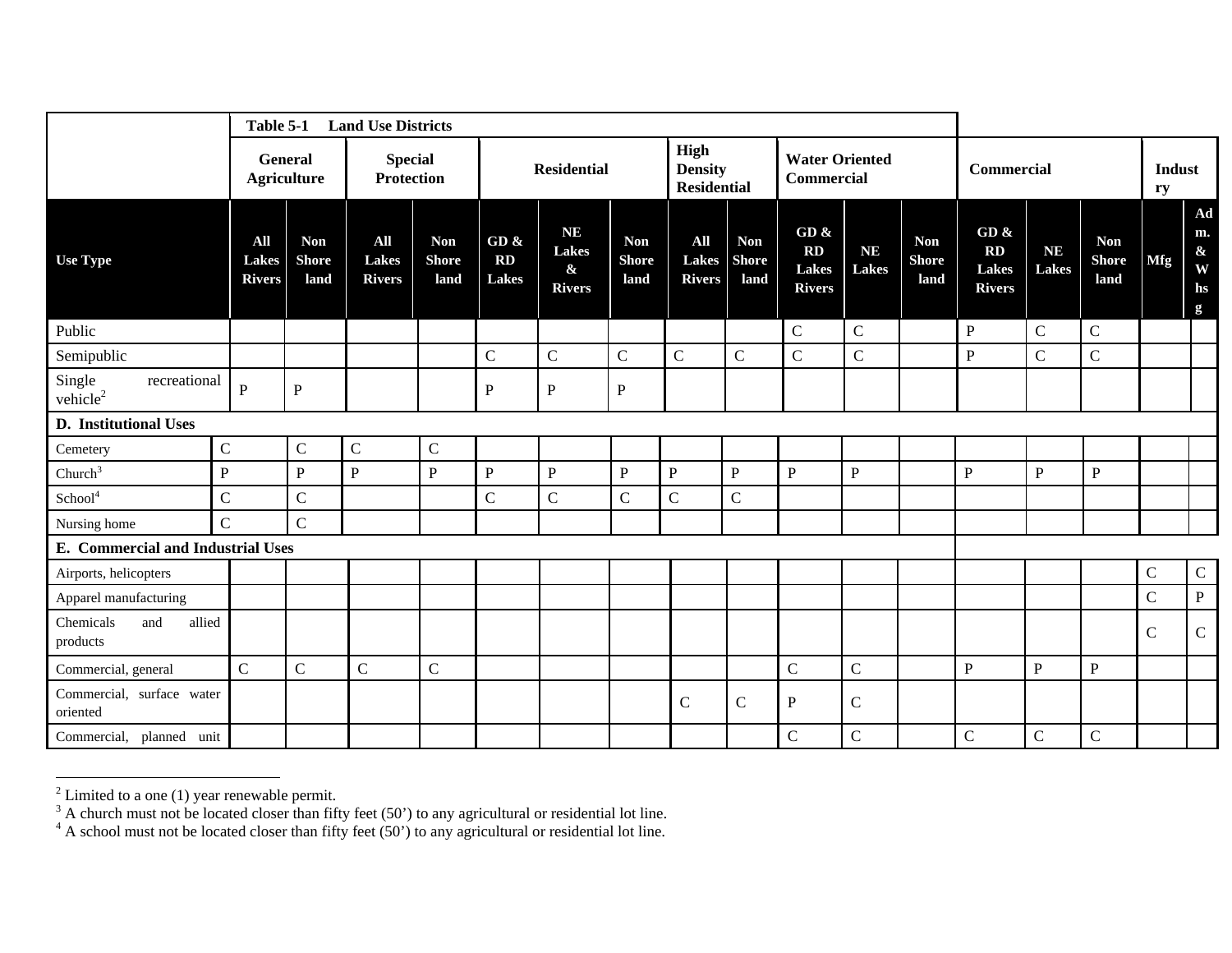**Table 5-1 Land Use Districts**

| | General Agriculture | | Special Protection | | Residential | | | High Density Residential | | Water Oriented Commercial | | | Commercial | | | Industry | |
|---|---|---|---|---|---|---|---|---|---|---|---|---|---|---|---|---|---|
| **Use Type** | **All Lakes Rivers** | **Non Shore land** | **All Lakes Rivers** | **Non Shore land** | **GD & RD Lakes** | **NE Lakes & Rivers** | **Non Shore land** | **All Lakes Rivers** | **Non Shore land** | **GD & RD Lakes Rivers** | **NE Lakes** | **Non Shore land** | **GD & RD Lakes Rivers** | **NE Lakes** | **Non Shore land** | **Mfg** | **Adm. & Whsg** |
| Public | | | | | | | | | | C | C | | P | C | C | | |
| Semipublic | | | | | C | C | C | C | C | C | C | | P | C | C | | |
| Single recreational vehicle[2] | P | P | | | P | P | P | | | | | | | | | | |
| **D. Institutional Uses** | | | | | | | | | | | | | | | | | |
| Cemetery | C | C | C | C | | | | | | | | | | | | | |
| Church[3] | P | P | P | P | P | P | P | P | P | P | P | | P | P | P | | |
| School[4] | C | C | | | C | C | C | C | C | | | | | | | | |
| Nursing home | C | C | | | | | | | | | | | | | | | |
| **E. Commercial and Industrial Uses** | | | | | | | | | | | | | | | | | |
| Airports, helicopters | | | | | | | | | | | | | | | | C | C |
| Apparel manufacturing | | | | | | | | | | | | | | | | C | P |
| Chemicals and allied products | | | | | | | | | | | | | | | | C | C |
| Commercial, general | C | C | C | C | | | | | | C | C | | P | P | P | | |
| Commercial, surface water oriented | | | | | | | | C | C | P | C | | | | | | |
| Commercial, planned unit | | | | | | | | | | C | C | | C | C | C | | |

[2] Limited to a one (1) year renewable permit.
[3] A church must not be located closer than fifty feet (50') to any agricultural or residential lot line.
[4] A school must not be located closer than fifty feet (50') to any agricultural or residential lot line.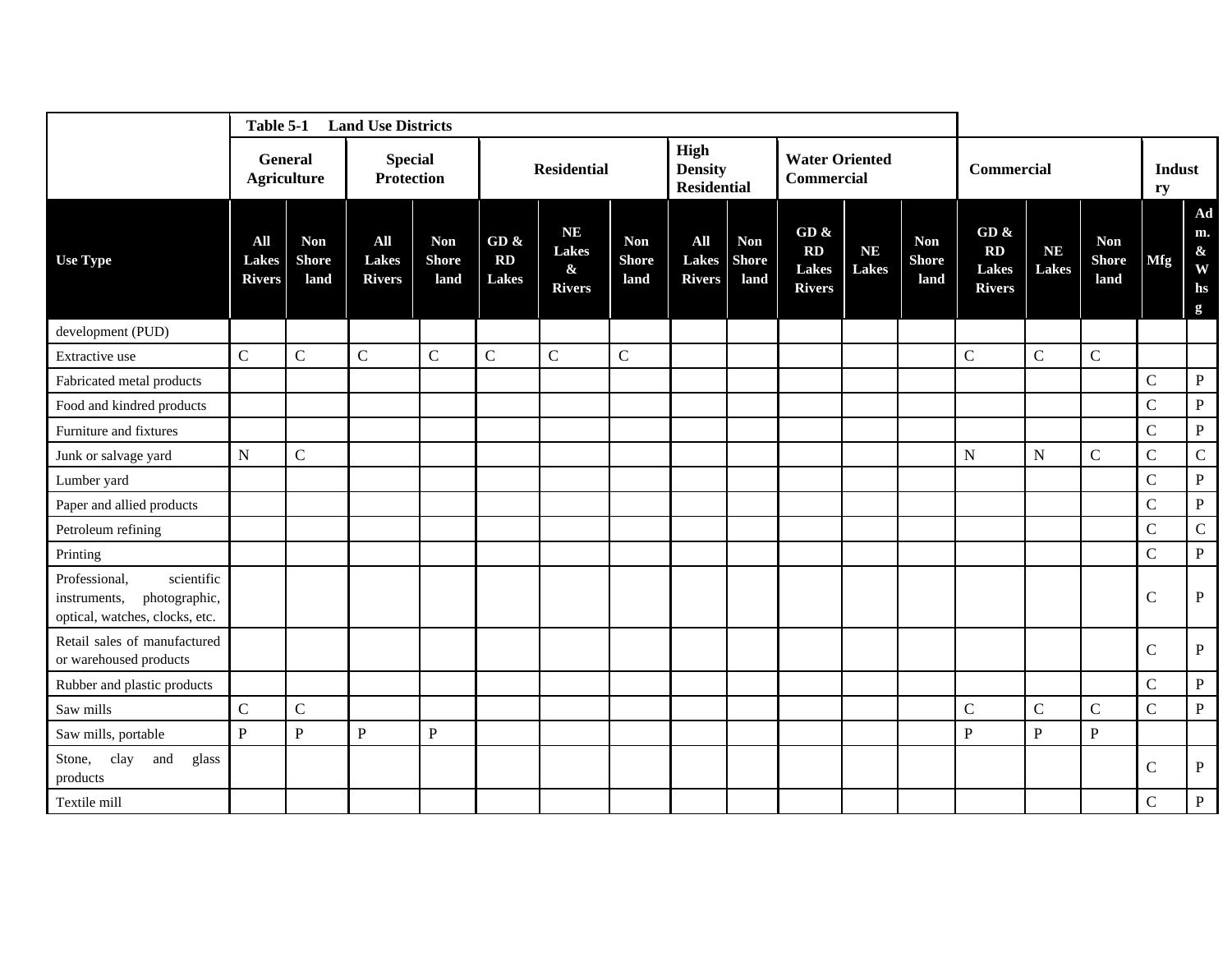| | Table 5-1 Land Use Districts | | | | | | | | | | | | | | | | |
|---|---|---|---|---|---|---|---|---|---|---|---|---|---|---|---|---|---|
| | General Agriculture | | Special Protection | | Residential | | | High Density Residential | | Water Oriented Commercial | | | Commercial | | | Industry | |
| Use Type | All Lakes Rivers | Non Shore land | All Lakes Rivers | Non Shore land | GD & RD Lakes | NE Lakes & Rivers | Non Shore land | All Lakes Rivers | Non Shore land | GD & RD Lakes Rivers | NE Lakes | Non Shore land | GD & RD Lakes Rivers | NE Lakes | Non Shore land | Mfg | Adm. & Whsg |
| development (PUD) | | | | | | | | | | | | | | | | | |
| Extractive use | C | C | C | C | C | C | C | | | | | | C | C | C | | |
| Fabricated metal products | | | | | | | | | | | | | | | | C | P |
| Food and kindred products | | | | | | | | | | | | | | | | C | P |
| Furniture and fixtures | | | | | | | | | | | | | | | | C | P |
| Junk or salvage yard | N | C | | | | | | | | | | | N | N | C | C | C |
| Lumber yard | | | | | | | | | | | | | | | | C | P |
| Paper and allied products | | | | | | | | | | | | | | | | C | P |
| Petroleum refining | | | | | | | | | | | | | | | | C | C |
| Printing | | | | | | | | | | | | | | | | C | P |
| Professional, scientific instruments, photographic, optical, watches, clocks, etc. | | | | | | | | | | | | | | | | C | P |
| Retail sales of manufactured or warehoused products | | | | | | | | | | | | | | | | C | P |
| Rubber and plastic products | | | | | | | | | | | | | | | | C | P |
| Saw mills | C | C | | | | | | | | | | | C | C | C | C | P |
| Saw mills, portable | P | P | P | P | | | | | | | | | P | P | P | | |
| Stone, clay and glass products | | | | | | | | | | | | | | | | C | P |
| Textile mill | | | | | | | | | | | | | | | | C | P |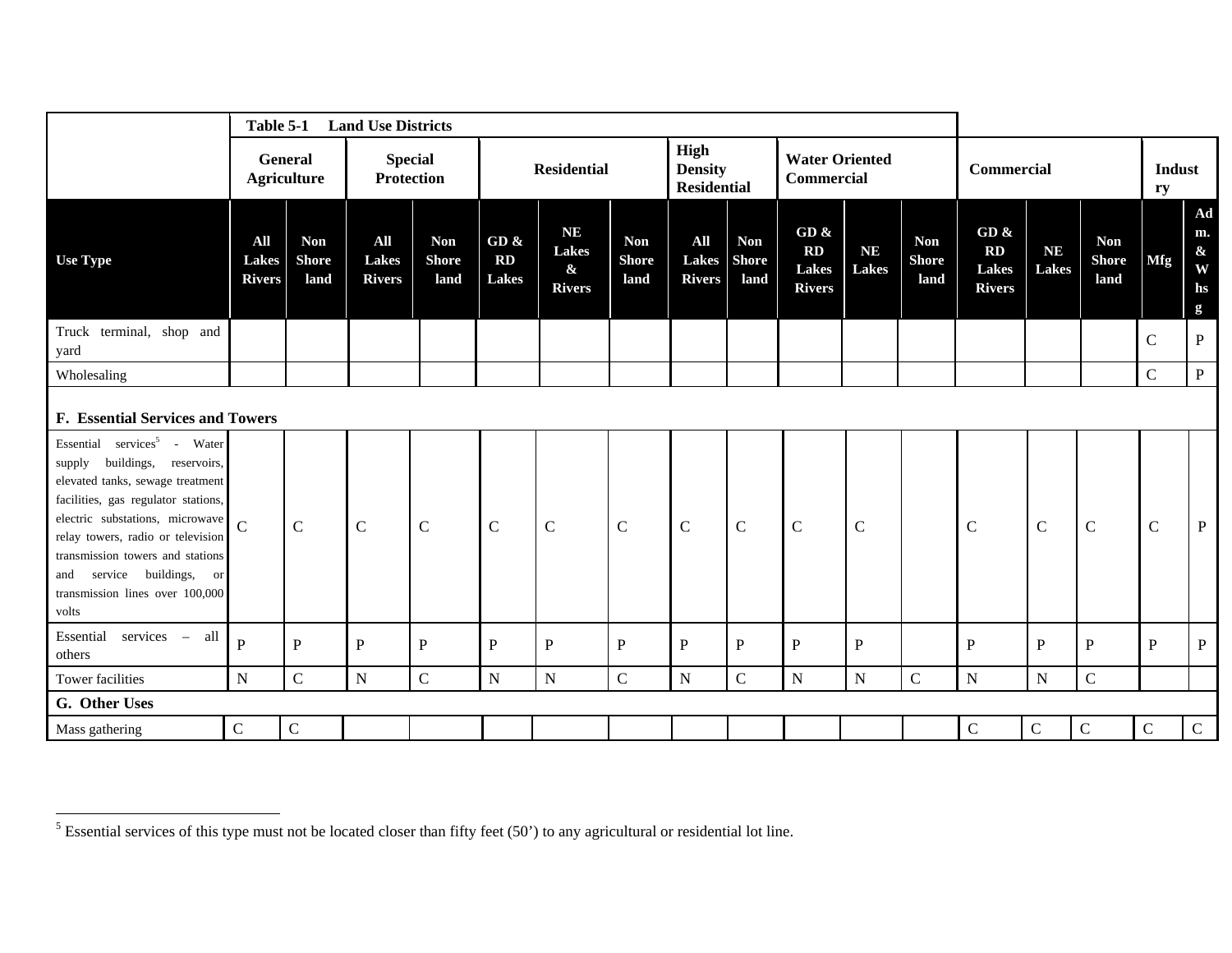| | Table 5-1 Land Use Districts | | | | | | | | | | | | | | | | |
|---|---|---|---|---|---|---|---|---|---|---|---|---|---|---|---|---|---|
| | General Agriculture | | Special Protection | | Residential | | | High Density Residential | | Water Oriented Commercial | | | Commercial | | | Industry | |
| Use Type | All Lakes Rivers | Non Shore land | All Lakes Rivers | Non Shore land | GD & RD Lakes | NE Lakes & Rivers | Non Shore land | All Lakes Rivers | Non Shore land | GD & RD Lakes Rivers | NE Lakes | Non Shore land | GD & RD Lakes Rivers | NE Lakes | Non Shore land | Mfg | Adm. & Whsg |
| Truck terminal, shop and yard | | | | | | | | | | | | | | | | C | P |
| Wholesaling | | | | | | | | | | | | | | | | C | P |
| **F. Essential Services and Towers** | | | | | | | | | | | | | | | | | |
| Essential services[5] - Water supply buildings, reservoirs, elevated tanks, sewage treatment facilities, gas regulator stations, electric substations, microwave relay towers, radio or television transmission towers and stations and service buildings, or transmission lines over 100,000 volts | C | C | C | C | C | C | C | C | C | C | C | | C | C | C | C | P |
| Essential services – all others | P | P | P | P | P | P | P | P | P | P | P | | P | P | P | P | P |
| Tower facilities | N | C | N | C | N | N | C | N | C | N | N | C | N | N | C | | |
| **G. Other Uses** | | | | | | | | | | | | | | | | | |
| Mass gathering | C | C | | | | | | | | | | | C | C | C | C | C |

[5] Essential services of this type must not be located closer than fifty feet (50') to any agricultural or residential lot line.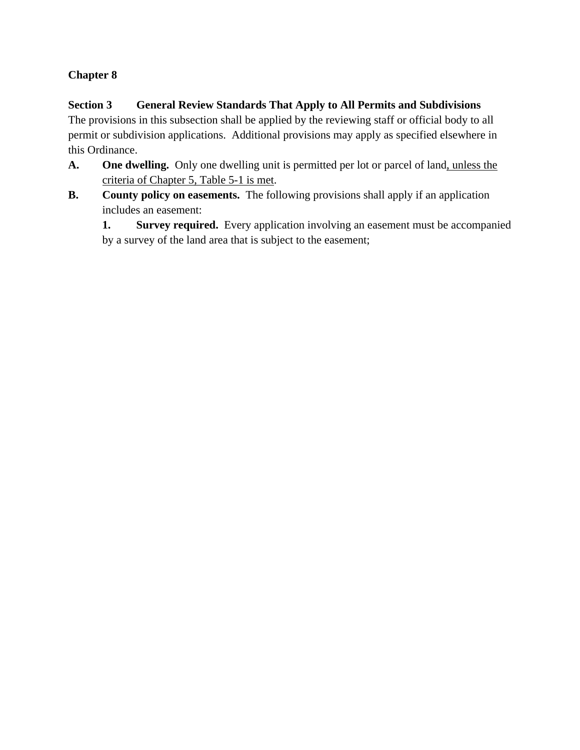**Chapter 8**

**Section 3 General Review Standards That Apply to All Permits and Subdivisions**

The provisions in this subsection shall be applied by the reviewing staff or official body to all permit or subdivision applications. Additional provisions may apply as specified elsewhere in this Ordinance.

**A.** **One dwelling.** Only one dwelling unit is permitted per lot or parcel of land<u>, unless the criteria of Chapter 5, Table 5-1 is met</u>.

**B.** **County policy on easements.** The following provisions shall apply if an application includes an easement:

**1.** **Survey required.** Every application involving an easement must be accompanied by a survey of the land area that is subject to the easement;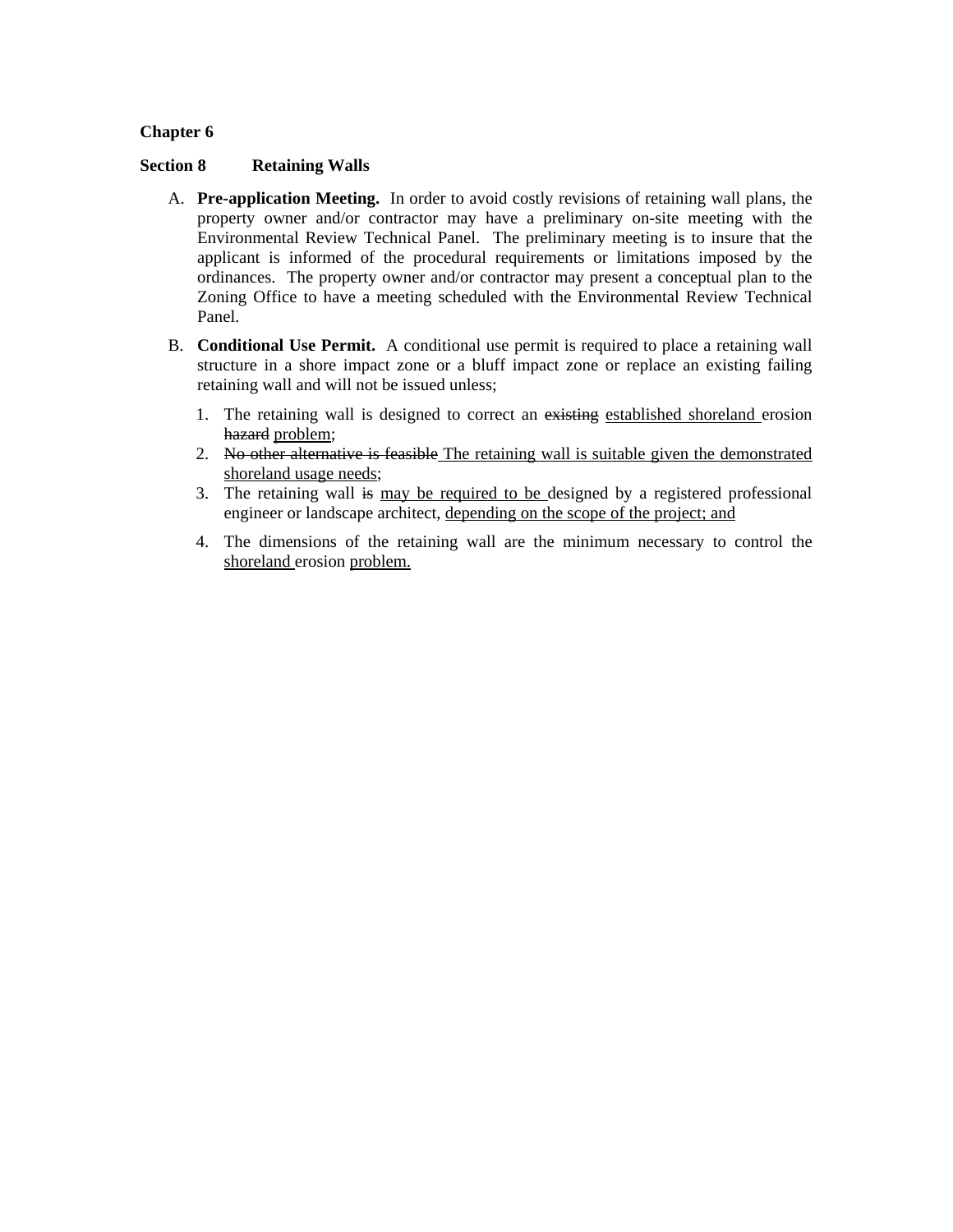**Chapter 6**

**Section 8 Retaining Walls**

A. **Pre-application Meeting.** In order to avoid costly revisions of retaining wall plans, the property owner and/or contractor may have a preliminary on-site meeting with the Environmental Review Technical Panel. The preliminary meeting is to insure that the applicant is informed of the procedural requirements or limitations imposed by the ordinances. The property owner and/or contractor may present a conceptual plan to the Zoning Office to have a meeting scheduled with the Environmental Review Technical Panel.

B. **Conditional Use Permit.** A conditional use permit is required to place a retaining wall structure in a shore impact zone or a bluff impact zone or replace an existing failing retaining wall and will not be issued unless;

1. The retaining wall is designed to correct an ~~existing~~ <u>established shoreland</u> erosion ~~hazard~~ <u>problem</u>;
2. ~~No other alternative is feasible~~ <u>The retaining wall is suitable given the demonstrated shoreland usage needs</u>;
3. The retaining wall ~~is~~ <u>may be required to be</u> designed by a registered professional engineer or landscape architect, <u>depending on the scope of the project; and</u>
4. The dimensions of the retaining wall are the minimum necessary to control the <u>shoreland</u> erosion <u>problem.</u>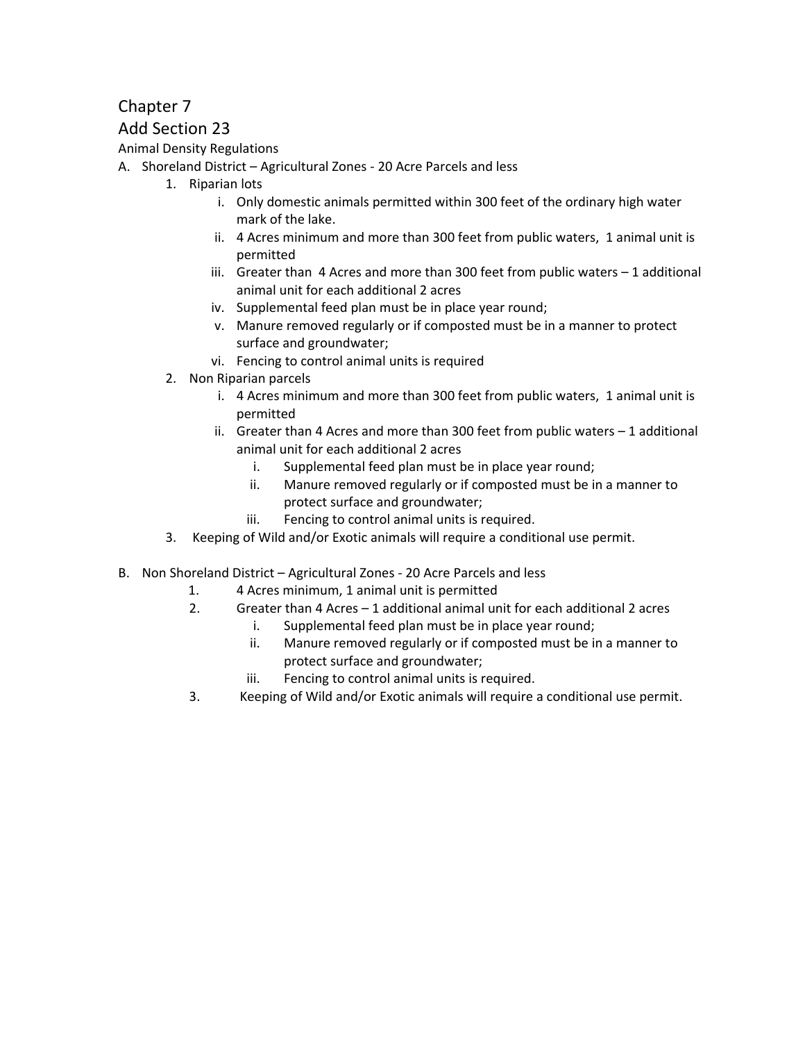## Chapter 7

## Add Section 23

Animal Density Regulations

A. Shoreland District – Agricultural Zones - 20 Acre Parcels and less
   1. Riparian lots
      i. Only domestic animals permitted within 300 feet of the ordinary high water mark of the lake.
      ii. 4 Acres minimum and more than 300 feet from public waters, 1 animal unit is permitted
      iii. Greater than 4 Acres and more than 300 feet from public waters – 1 additional animal unit for each additional 2 acres
      iv. Supplemental feed plan must be in place year round;
      v. Manure removed regularly or if composted must be in a manner to protect surface and groundwater;
      vi. Fencing to control animal units is required
   2. Non Riparian parcels
      i. 4 Acres minimum and more than 300 feet from public waters, 1 animal unit is permitted
      ii. Greater than 4 Acres and more than 300 feet from public waters – 1 additional animal unit for each additional 2 acres
         i. Supplemental feed plan must be in place year round;
         ii. Manure removed regularly or if composted must be in a manner to protect surface and groundwater;
         iii. Fencing to control animal units is required.
   3. Keeping of Wild and/or Exotic animals will require a conditional use permit.

B. Non Shoreland District – Agricultural Zones - 20 Acre Parcels and less
   1. 4 Acres minimum, 1 animal unit is permitted
   2. Greater than 4 Acres – 1 additional animal unit for each additional 2 acres
      i. Supplemental feed plan must be in place year round;
      ii. Manure removed regularly or if composted must be in a manner to protect surface and groundwater;
      iii. Fencing to control animal units is required.
   3. Keeping of Wild and/or Exotic animals will require a conditional use permit.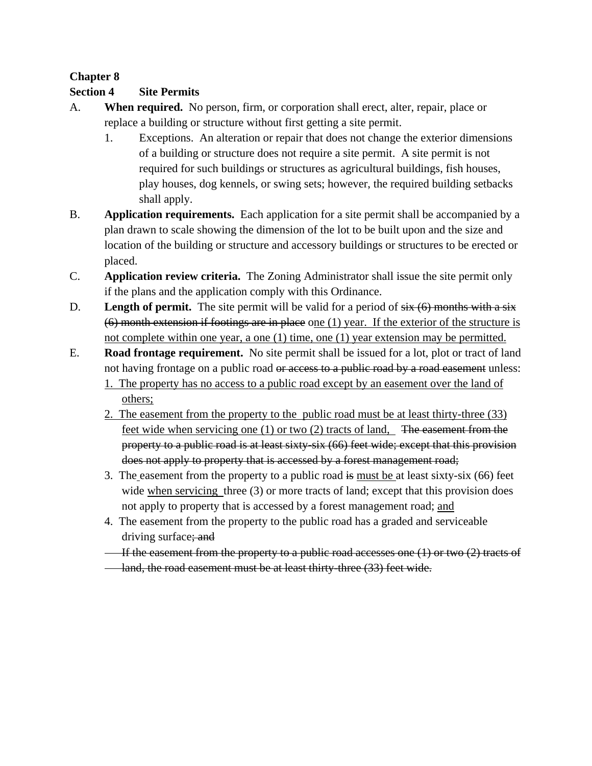**Chapter 8**

**Section 4 Site Permits**

A. **When required.** No person, firm, or corporation shall erect, alter, repair, place or replace a building or structure without first getting a site permit.

   1. Exceptions. An alteration or repair that does not change the exterior dimensions of a building or structure does not require a site permit. A site permit is not required for such buildings or structures as agricultural buildings, fish houses, play houses, dog kennels, or swing sets; however, the required building setbacks shall apply.

B. **Application requirements.** Each application for a site permit shall be accompanied by a plan drawn to scale showing the dimension of the lot to be built upon and the size and location of the building or structure and accessory buildings or structures to be erected or placed.

C. **Application review criteria.** The Zoning Administrator shall issue the site permit only if the plans and the application comply with this Ordinance.

D. **Length of permit.** The site permit will be valid for a period of ~~six (6) months with a six (6) month extension if footings are in place~~ <u>one (1) year. If the exterior of the structure is not complete within one year, a one (1) time, one (1) year extension may be permitted.</u>

E. **Road frontage requirement.** No site permit shall be issued for a lot, plot or tract of land not having frontage on a public road ~~or access to a public road by a road easement~~ unless:

   <u>1. The property has no access to a public road except by an easement over the land of others;</u>

   <u>2. The easement from the property to the public road must be at least thirty-three (33) feet wide when servicing one (1) or two (2) tracts of land,</u> ~~The easement from the property to a public road is at least sixty-six (66) feet wide; except that this provision does not apply to property that is accessed by a forest management road;~~

   3. The easement from the property to a public road ~~is~~ <u>must be</u> at least sixty-six (66) feet wide <u>when servicing</u> three (3) or more tracts of land; except that this provision does not apply to property that is accessed by a forest management road; <u>and</u>

   4. The easement from the property to the public road has a graded and serviceable driving surface~~; and~~

   ~~If the easement from the property to a public road accesses one (1) or two (2) tracts of land, the road easement must be at least thirty-three (33) feet wide.~~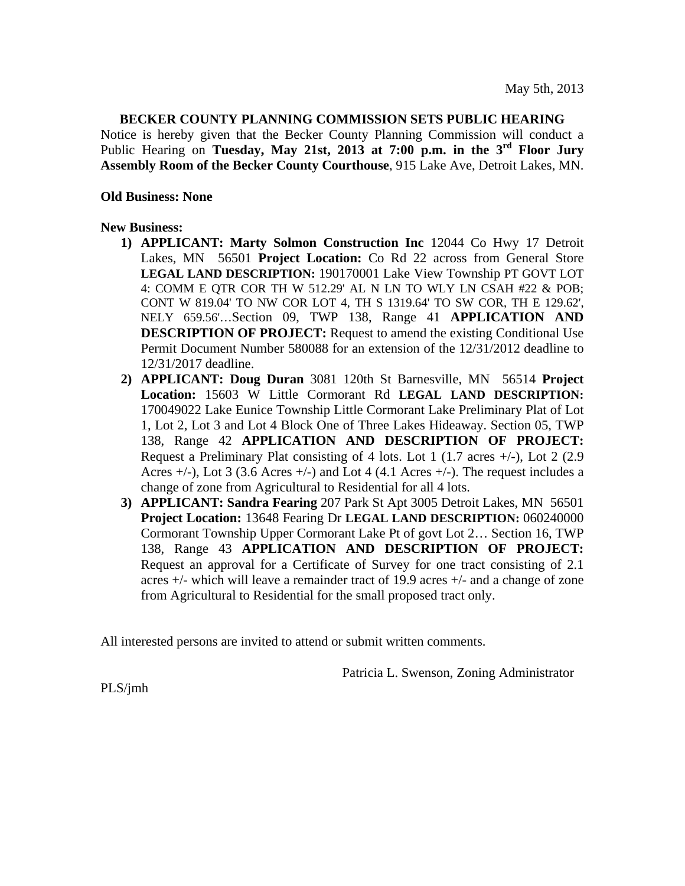May 5th, 2013

**BECKER COUNTY PLANNING COMMISSION SETS PUBLIC HEARING**

Notice is hereby given that the Becker County Planning Commission will conduct a Public Hearing on **Tuesday, May 21st, 2013 at 7:00 p.m. in the 3rd Floor Jury Assembly Room of the Becker County Courthouse**, 915 Lake Ave, Detroit Lakes, MN.

**Old Business: None**

**New Business:**

1) **APPLICANT: Marty Solmon Construction Inc** 12044 Co Hwy 17 Detroit Lakes, MN 56501 **Project Location:** Co Rd 22 across from General Store **LEGAL LAND DESCRIPTION:** 190170001 Lake View Township PT GOVT LOT 4: COMM E QTR COR TH W 512.29' AL N LN TO WLY LN CSAH #22 & POB; CONT W 819.04' TO NW COR LOT 4, TH S 1319.64' TO SW COR, TH E 129.62', NELY 659.56'…Section 09, TWP 138, Range 41 **APPLICATION AND DESCRIPTION OF PROJECT:** Request to amend the existing Conditional Use Permit Document Number 580088 for an extension of the 12/31/2012 deadline to 12/31/2017 deadline.
2) **APPLICANT: Doug Duran** 3081 120th St Barnesville, MN 56514 **Project Location:** 15603 W Little Cormorant Rd **LEGAL LAND DESCRIPTION:** 170049022 Lake Eunice Township Little Cormorant Lake Preliminary Plat of Lot 1, Lot 2, Lot 3 and Lot 4 Block One of Three Lakes Hideaway. Section 05, TWP 138, Range 42 **APPLICATION AND DESCRIPTION OF PROJECT:** Request a Preliminary Plat consisting of 4 lots. Lot 1 (1.7 acres +/-), Lot 2 (2.9 Acres +/-), Lot 3 (3.6 Acres +/-) and Lot 4 (4.1 Acres +/-). The request includes a change of zone from Agricultural to Residential for all 4 lots.
3) **APPLICANT: Sandra Fearing** 207 Park St Apt 3005 Detroit Lakes, MN 56501 **Project Location:** 13648 Fearing Dr **LEGAL LAND DESCRIPTION:** 060240000 Cormorant Township Upper Cormorant Lake Pt of govt Lot 2… Section 16, TWP 138, Range 43 **APPLICATION AND DESCRIPTION OF PROJECT:** Request an approval for a Certificate of Survey for one tract consisting of 2.1 acres +/- which will leave a remainder tract of 19.9 acres +/- and a change of zone from Agricultural to Residential for the small proposed tract only.

All interested persons are invited to attend or submit written comments.

Patricia L. Swenson, Zoning Administrator

PLS/jmh